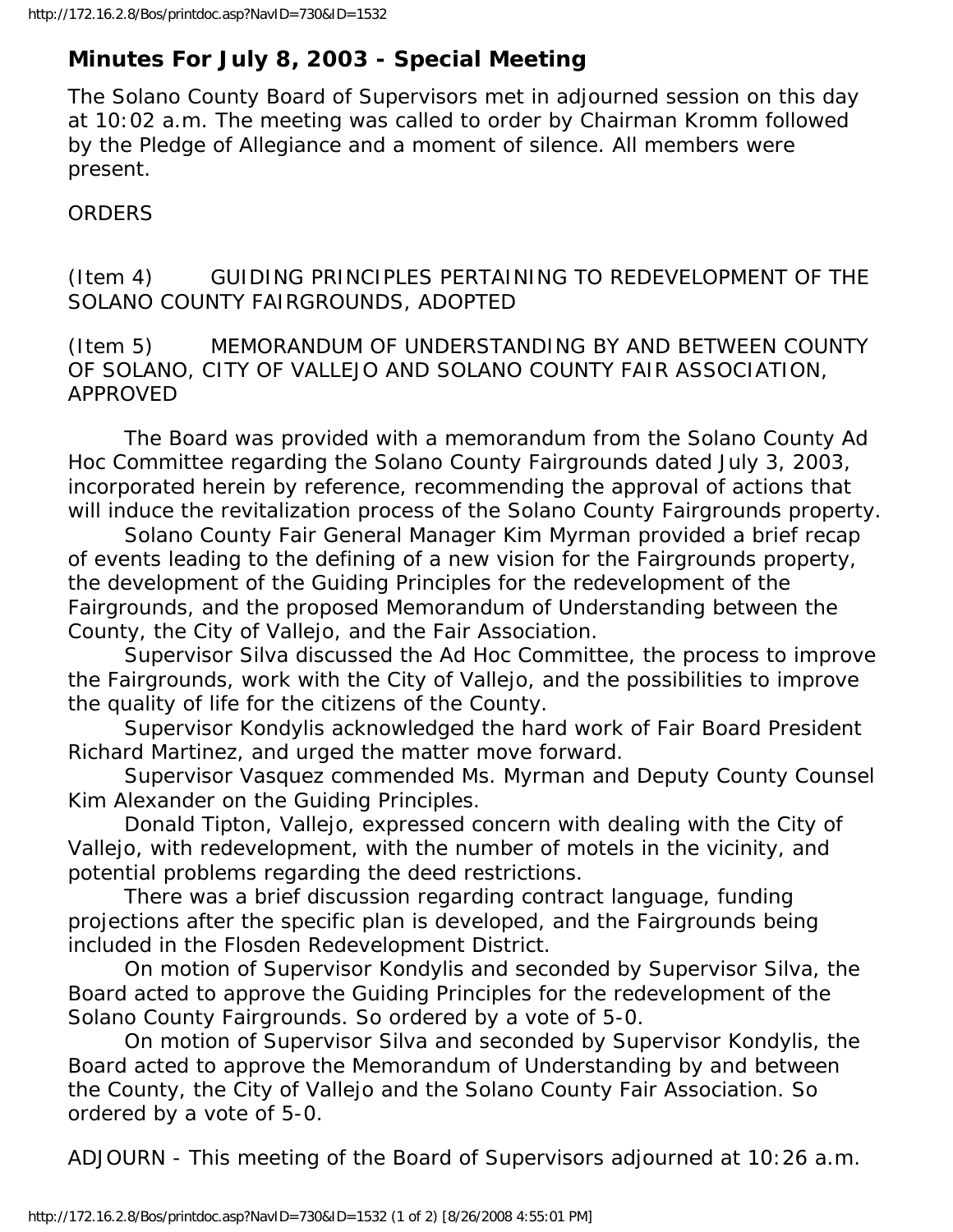## Minutes For July 8, 2003 - Special Meeting

The Solano County Board of Supervisors met in adjourned session on this day at 10:02 a.m. The meeting was called to order by Chairman Kromm followed by the Pledge of Allegiance and a moment of silence. All members were present.

ORDERS

(Item 4) GUIDING PRINCIPLES PERTAINING TO REDEVELOPMENT OF THE SOLANO COUNTY FAIRGROUNDS, ADOPTED

(Item 5) MEMORANDUM OF UNDERSTANDING BY AND BETWEEN COUNTY OF SOLANO, CITY OF VALLEJO AND SOLANO COUNTY FAIR ASSOCIATION, APPROVED

The Board was provided with a memorandum from the Solano County Ad Hoc Committee regarding the Solano County Fairgrounds dated July 3, 2003, incorporated herein by reference, recommending the approval of actions that will induce the revitalization process of the Solano County Fairgrounds property.

Solano County Fair General Manager Kim Myrman provided a brief recap of events leading to the defining of a new vision for the Fairgrounds property, the development of the Guiding Principles for the redevelopment of the Fairgrounds, and the proposed Memorandum of Understanding between the County, the City of Vallejo, and the Fair Association.

Supervisor Silva discussed the Ad Hoc Committee, the process to improve the Fairgrounds, work with the City of Vallejo, and the possibilities to improve the quality of life for the citizens of the County.

Supervisor Kondylis acknowledged the hard work of Fair Board President Richard Martinez, and urged the matter move forward.

Supervisor Vasquez commended Ms. Myrman and Deputy County Counsel Kim Alexander on the Guiding Principles.

Donald Tipton, Vallejo, expressed concern with dealing with the City of Vallejo, with redevelopment, with the number of motels in the vicinity, and potential problems regarding the deed restrictions.

There was a brief discussion regarding contract language, funding projections after the specific plan is developed, and the Fairgrounds being included in the Flosden Redevelopment District.

On motion of Supervisor Kondylis and seconded by Supervisor Silva, the Board acted to approve the Guiding Principles for the redevelopment of the Solano County Fairgrounds. So ordered by a vote of 5-0.

On motion of Supervisor Silva and seconded by Supervisor Kondylis, the Board acted to approve the Memorandum of Understanding by and between the County, the City of Vallejo and the Solano County Fair Association. So ordered by a vote of 5-0.

ADJOURN - This meeting of the Board of Supervisors adjourned at 10:26 a.m.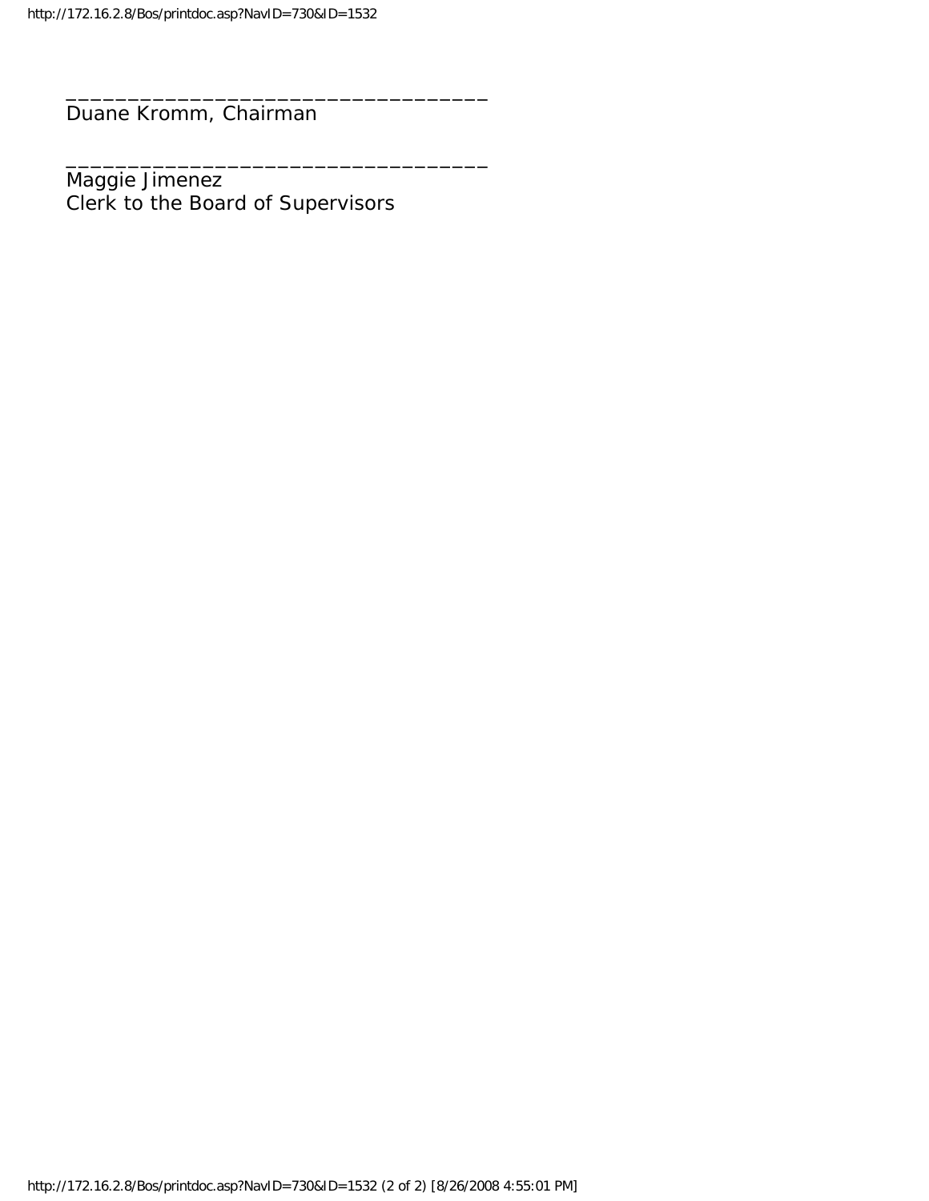________________________________
Duane Kromm, Chairman

________________________________
Maggie Jimenez
Clerk to the Board of Supervisors